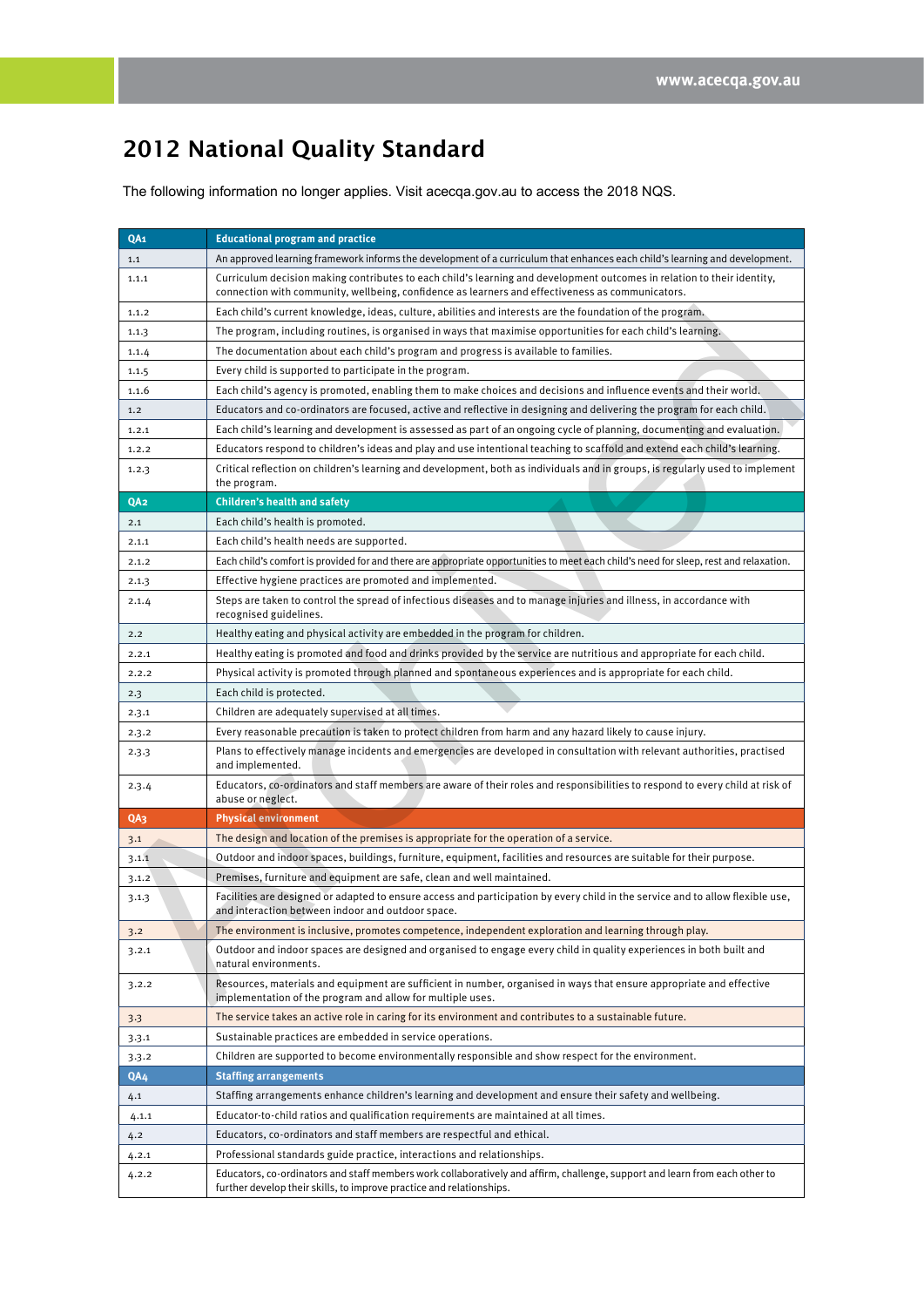# 2012 National Quality Standard

The following information no longer applies. Visit acecqa.gov.au to access the 2018 NQS.

| QA1 | Educational program and practice |
|---|---|
| 1.1 | An approved learning framework informs the development of a curriculum that enhances each child's learning and development. |
| 1.1.1 | Curriculum decision making contributes to each child's learning and development outcomes in relation to their identity, connection with community, wellbeing, confidence as learners and effectiveness as communicators. |
| 1.1.2 | Each child's current knowledge, ideas, culture, abilities and interests are the foundation of the program. |
| 1.1.3 | The program, including routines, is organised in ways that maximise opportunities for each child's learning. |
| 1.1.4 | The documentation about each child's program and progress is available to families. |
| 1.1.5 | Every child is supported to participate in the program. |
| 1.1.6 | Each child's agency is promoted, enabling them to make choices and decisions and influence events and their world. |
| 1.2 | Educators and co-ordinators are focused, active and reflective in designing and delivering the program for each child. |
| 1.2.1 | Each child's learning and development is assessed as part of an ongoing cycle of planning, documenting and evaluation. |
| 1.2.2 | Educators respond to children's ideas and play and use intentional teaching to scaffold and extend each child's learning. |
| 1.2.3 | Critical reflection on children's learning and development, both as individuals and in groups, is regularly used to implement the program. |
| **QA2** | **Children's health and safety** |
| 2.1 | Each child's health is promoted. |
| 2.1.1 | Each child's health needs are supported. |
| 2.1.2 | Each child's comfort is provided for and there are appropriate opportunities to meet each child's need for sleep, rest and relaxation. |
| 2.1.3 | Effective hygiene practices are promoted and implemented. |
| 2.1.4 | Steps are taken to control the spread of infectious diseases and to manage injuries and illness, in accordance with recognised guidelines. |
| 2.2 | Healthy eating and physical activity are embedded in the program for children. |
| 2.2.1 | Healthy eating is promoted and food and drinks provided by the service are nutritious and appropriate for each child. |
| 2.2.2 | Physical activity is promoted through planned and spontaneous experiences and is appropriate for each child. |
| 2.3 | Each child is protected. |
| 2.3.1 | Children are adequately supervised at all times. |
| 2.3.2 | Every reasonable precaution is taken to protect children from harm and any hazard likely to cause injury. |
| 2.3.3 | Plans to effectively manage incidents and emergencies are developed in consultation with relevant authorities, practised and implemented. |
| 2.3.4 | Educators, co-ordinators and staff members are aware of their roles and responsibilities to respond to every child at risk of abuse or neglect. |
| **QA3** | **Physical environment** |
| 3.1 | The design and location of the premises is appropriate for the operation of a service. |
| 3.1.1 | Outdoor and indoor spaces, buildings, furniture, equipment, facilities and resources are suitable for their purpose. |
| 3.1.2 | Premises, furniture and equipment are safe, clean and well maintained. |
| 3.1.3 | Facilities are designed or adapted to ensure access and participation by every child in the service and to allow flexible use, and interaction between indoor and outdoor space. |
| 3.2 | The environment is inclusive, promotes competence, independent exploration and learning through play. |
| 3.2.1 | Outdoor and indoor spaces are designed and organised to engage every child in quality experiences in both built and natural environments. |
| 3.2.2 | Resources, materials and equipment are sufficient in number, organised in ways that ensure appropriate and effective implementation of the program and allow for multiple uses. |
| 3.3 | The service takes an active role in caring for its environment and contributes to a sustainable future. |
| 3.3.1 | Sustainable practices are embedded in service operations. |
| 3.3.2 | Children are supported to become environmentally responsible and show respect for the environment. |
| **QA4** | **Staffing arrangements** |
| 4.1 | Staffing arrangements enhance children's learning and development and ensure their safety and wellbeing. |
| 4.1.1 | Educator-to-child ratios and qualification requirements are maintained at all times. |
| 4.2 | Educators, co-ordinators and staff members are respectful and ethical. |
| 4.2.1 | Professional standards guide practice, interactions and relationships. |
| 4.2.2 | Educators, co-ordinators and staff members work collaboratively and affirm, challenge, support and learn from each other to further develop their skills, to improve practice and relationships. |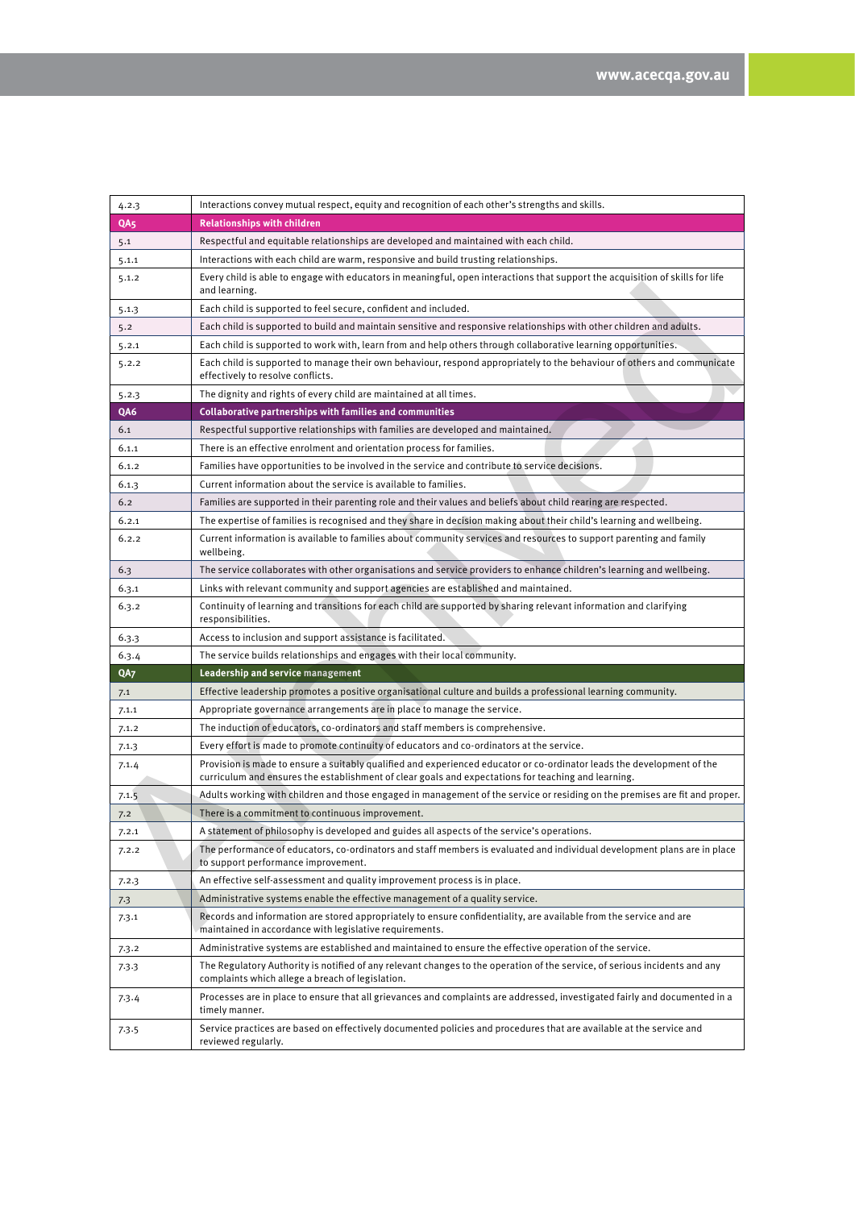| | |
|---|---|
| 4.2.3 | Interactions convey mutual respect, equity and recognition of each other's strengths and skills. |
| **QA5** | **Relationships with children** |
| 5.1 | Respectful and equitable relationships are developed and maintained with each child. |
| 5.1.1 | Interactions with each child are warm, responsive and build trusting relationships. |
| 5.1.2 | Every child is able to engage with educators in meaningful, open interactions that support the acquisition of skills for life and learning. |
| 5.1.3 | Each child is supported to feel secure, confident and included. |
| 5.2 | Each child is supported to build and maintain sensitive and responsive relationships with other children and adults. |
| 5.2.1 | Each child is supported to work with, learn from and help others through collaborative learning opportunities. |
| 5.2.2 | Each child is supported to manage their own behaviour, respond appropriately to the behaviour of others and communicate effectively to resolve conflicts. |
| 5.2.3 | The dignity and rights of every child are maintained at all times. |
| **QA6** | **Collaborative partnerships with families and communities** |
| 6.1 | Respectful supportive relationships with families are developed and maintained. |
| 6.1.1 | There is an effective enrolment and orientation process for families. |
| 6.1.2 | Families have opportunities to be involved in the service and contribute to service decisions. |
| 6.1.3 | Current information about the service is available to families. |
| 6.2 | Families are supported in their parenting role and their values and beliefs about child rearing are respected. |
| 6.2.1 | The expertise of families is recognised and they share in decision making about their child's learning and wellbeing. |
| 6.2.2 | Current information is available to families about community services and resources to support parenting and family wellbeing. |
| 6.3 | The service collaborates with other organisations and service providers to enhance children's learning and wellbeing. |
| 6.3.1 | Links with relevant community and support agencies are established and maintained. |
| 6.3.2 | Continuity of learning and transitions for each child are supported by sharing relevant information and clarifying responsibilities. |
| 6.3.3 | Access to inclusion and support assistance is facilitated. |
| 6.3.4 | The service builds relationships and engages with their local community. |
| **QA7** | **Leadership and service management** |
| 7.1 | Effective leadership promotes a positive organisational culture and builds a professional learning community. |
| 7.1.1 | Appropriate governance arrangements are in place to manage the service. |
| 7.1.2 | The induction of educators, co-ordinators and staff members is comprehensive. |
| 7.1.3 | Every effort is made to promote continuity of educators and co-ordinators at the service. |
| 7.1.4 | Provision is made to ensure a suitably qualified and experienced educator or co-ordinator leads the development of the curriculum and ensures the establishment of clear goals and expectations for teaching and learning. |
| 7.1.5 | Adults working with children and those engaged in management of the service or residing on the premises are fit and proper. |
| 7.2 | There is a commitment to continuous improvement. |
| 7.2.1 | A statement of philosophy is developed and guides all aspects of the service's operations. |
| 7.2.2 | The performance of educators, co-ordinators and staff members is evaluated and individual development plans are in place to support performance improvement. |
| 7.2.3 | An effective self-assessment and quality improvement process is in place. |
| 7.3 | Administrative systems enable the effective management of a quality service. |
| 7.3.1 | Records and information are stored appropriately to ensure confidentiality, are available from the service and are maintained in accordance with legislative requirements. |
| 7.3.2 | Administrative systems are established and maintained to ensure the effective operation of the service. |
| 7.3.3 | The Regulatory Authority is notified of any relevant changes to the operation of the service, of serious incidents and any complaints which allege a breach of legislation. |
| 7.3.4 | Processes are in place to ensure that all grievances and complaints are addressed, investigated fairly and documented in a timely manner. |
| 7.3.5 | Service practices are based on effectively documented policies and procedures that are available at the service and reviewed regularly. |